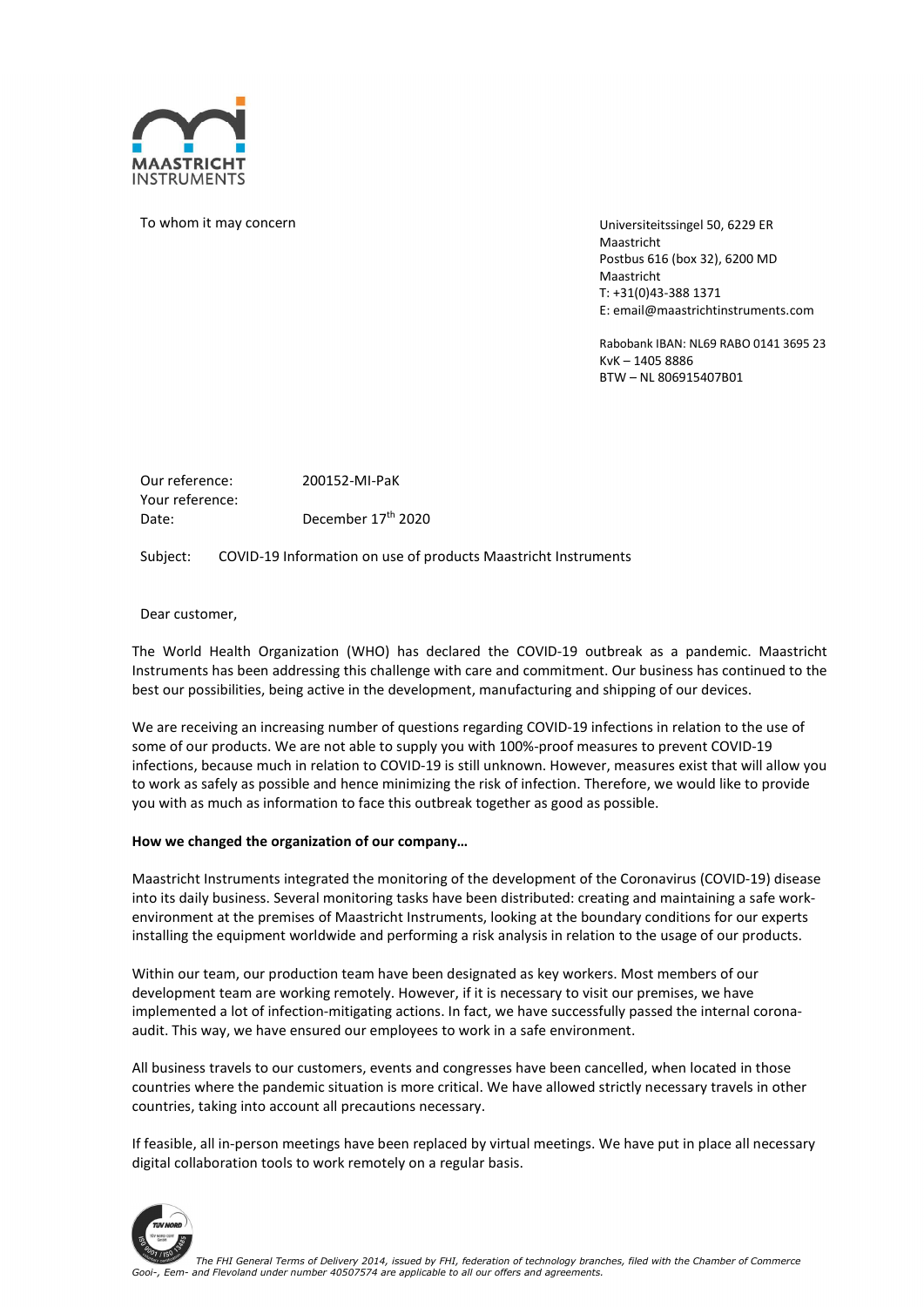MAASTRICHT INSTRUMENTS

To whom it may concern

Universiteitssingel 50, 6229 ER Maastricht
Postbus 616 (box 32), 6200 MD Maastricht
T: +31(0)43-388 1371
E: email@maastrichtinstruments.com

Rabobank IBAN: NL69 RABO 0141 3695 23
KvK – 1405 8886
BTW – NL 806915407B01

Our reference: 200152-MI-PaK
Your reference:
Date: December 17th 2020

Subject: COVID-19 Information on use of products Maastricht Instruments

Dear customer,

The World Health Organization (WHO) has declared the COVID-19 outbreak as a pandemic. Maastricht Instruments has been addressing this challenge with care and commitment. Our business has continued to the best our possibilities, being active in the development, manufacturing and shipping of our devices.

We are receiving an increasing number of questions regarding COVID-19 infections in relation to the use of some of our products. We are not able to supply you with 100%-proof measures to prevent COVID-19 infections, because much in relation to COVID-19 is still unknown. However, measures exist that will allow you to work as safely as possible and hence minimizing the risk of infection. Therefore, we would like to provide you with as much as information to face this outbreak together as good as possible.

**How we changed the organization of our company…**

Maastricht Instruments integrated the monitoring of the development of the Coronavirus (COVID-19) disease into its daily business. Several monitoring tasks have been distributed: creating and maintaining a safe work-environment at the premises of Maastricht Instruments, looking at the boundary conditions for our experts installing the equipment worldwide and performing a risk analysis in relation to the usage of our products.

Within our team, our production team have been designated as key workers. Most members of our development team are working remotely. However, if it is necessary to visit our premises, we have implemented a lot of infection-mitigating actions. In fact, we have successfully passed the internal corona-audit. This way, we have ensured our employees to work in a safe environment.

All business travels to our customers, events and congresses have been cancelled, when located in those countries where the pandemic situation is more critical. We have allowed strictly necessary travels in other countries, taking into account all precautions necessary.

If feasible, all in-person meetings have been replaced by virtual meetings. We have put in place all necessary digital collaboration tools to work remotely on a regular basis.

*The FHI General Terms of Delivery 2014, issued by FHI, federation of technology branches, filed with the Chamber of Commerce Gooi-, Eem- and Flevoland under number 40507574 are applicable to all our offers and agreements.*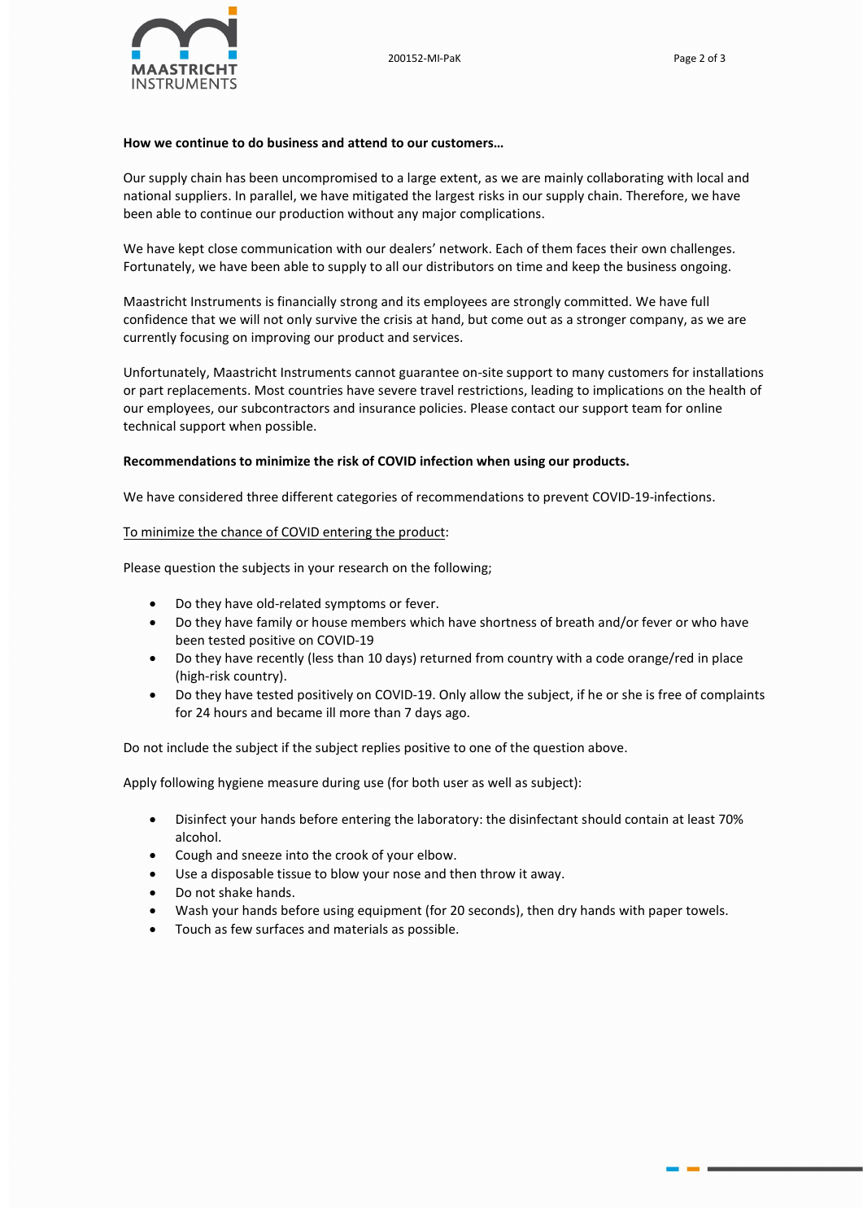**How we continue to do business and attend to our customers…**

Our supply chain has been uncompromised to a large extent, as we are mainly collaborating with local and national suppliers. In parallel, we have mitigated the largest risks in our supply chain. Therefore, we have been able to continue our production without any major complications.

We have kept close communication with our dealers' network. Each of them faces their own challenges. Fortunately, we have been able to supply to all our distributors on time and keep the business ongoing.

Maastricht Instruments is financially strong and its employees are strongly committed. We have full confidence that we will not only survive the crisis at hand, but come out as a stronger company, as we are currently focusing on improving our product and services.

Unfortunately, Maastricht Instruments cannot guarantee on-site support to many customers for installations or part replacements. Most countries have severe travel restrictions, leading to implications on the health of our employees, our subcontractors and insurance policies. Please contact our support team for online technical support when possible.

**Recommendations to minimize the risk of COVID infection when using our products.**

We have considered three different categories of recommendations to prevent COVID-19-infections.

<u>To minimize the chance of COVID entering the product</u>:

Please question the subjects in your research on the following;

- Do they have old-related symptoms or fever.
- Do they have family or house members which have shortness of breath and/or fever or who have been tested positive on COVID-19
- Do they have recently (less than 10 days) returned from country with a code orange/red in place (high-risk country).
- Do they have tested positively on COVID-19. Only allow the subject, if he or she is free of complaints for 24 hours and became ill more than 7 days ago.

Do not include the subject if the subject replies positive to one of the question above.

Apply following hygiene measure during use (for both user as well as subject):

- Disinfect your hands before entering the laboratory: the disinfectant should contain at least 70% alcohol.
- Cough and sneeze into the crook of your elbow.
- Use a disposable tissue to blow your nose and then throw it away.
- Do not shake hands.
- Wash your hands before using equipment (for 20 seconds), then dry hands with paper towels.
- Touch as few surfaces and materials as possible.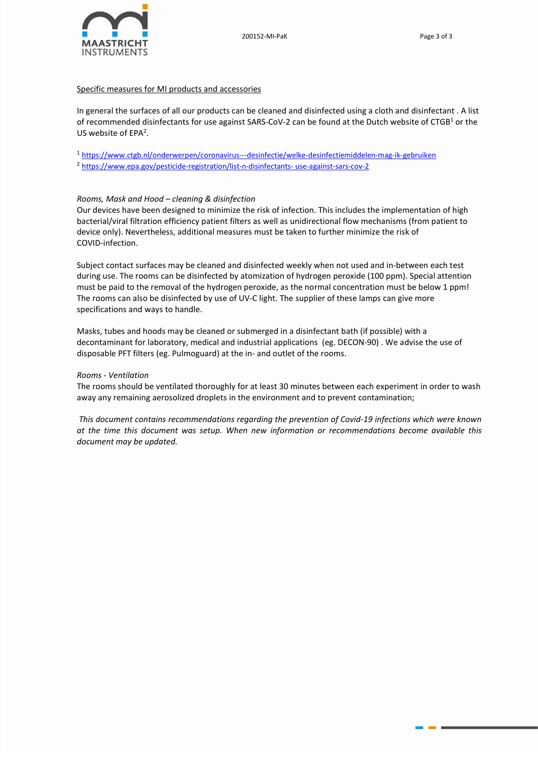Specific measures for MI products and accessories

In general the surfaces of all our products can be cleaned and disinfected using a cloth and disinfectant . A list of recommended disinfectants for use against SARS-CoV-2 can be found at the Dutch website of CTGB[1] or the US website of EPA[2].

[1] https://www.ctgb.nl/onderwerpen/coronavirus---desinfectie/welke-desinfectiemiddelen-mag-ik-gebruiken
[2] https://www.epa.gov/pesticide-registration/list-n-disinfectants- use-against-sars-cov-2

*Rooms, Mask and Hood – cleaning & disinfection*
Our devices have been designed to minimize the risk of infection. This includes the implementation of high bacterial/viral filtration efficiency patient filters as well as unidirectional flow mechanisms (from patient to device only). Nevertheless, additional measures must be taken to further minimize the risk of COVID-infection.

Subject contact surfaces may be cleaned and disinfected weekly when not used and in-between each test during use. The rooms can be disinfected by atomization of hydrogen peroxide (100 ppm). Special attention must be paid to the removal of the hydrogen peroxide, as the normal concentration must be below 1 ppm! The rooms can also be disinfected by use of UV-C light. The supplier of these lamps can give more specifications and ways to handle.

Masks, tubes and hoods may be cleaned or submerged in a disinfectant bath (if possible) with a decontaminant for laboratory, medical and industrial applications (eg. DECON-90) . We advise the use of disposable PFT filters (eg. Pulmoguard) at the in- and outlet of the rooms.

*Rooms - Ventilation*
The rooms should be ventilated thoroughly for at least 30 minutes between each experiment in order to wash away any remaining aerosolized droplets in the environment and to prevent contamination;

*This document contains recommendations regarding the prevention of Covid-19 infections which were known at the time this document was setup. When new information or recommendations become available this document may be updated.*